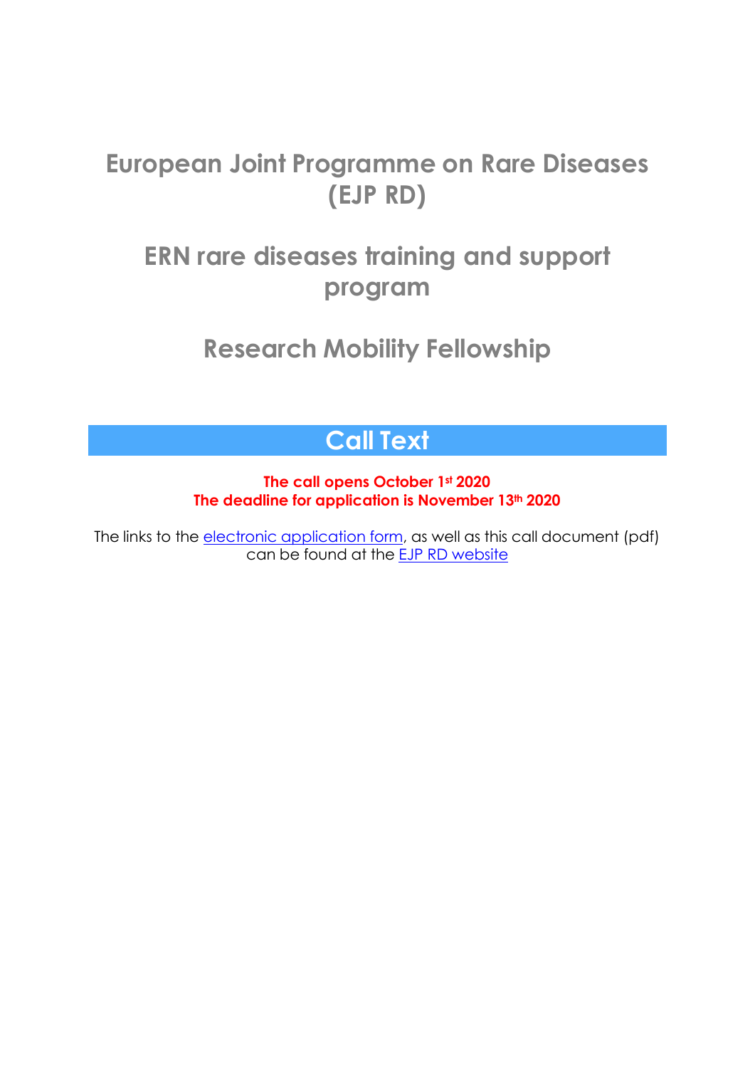# European Joint Programme on Rare Diseases (EJP RD)

# ERN rare diseases training and support program

# Research Mobility Fellowship

## Call Text

**The call opens October 1st 2020**
**The deadline for application is November 13th 2020**

The links to the electronic application form, as well as this call document (pdf) can be found at the EJP RD website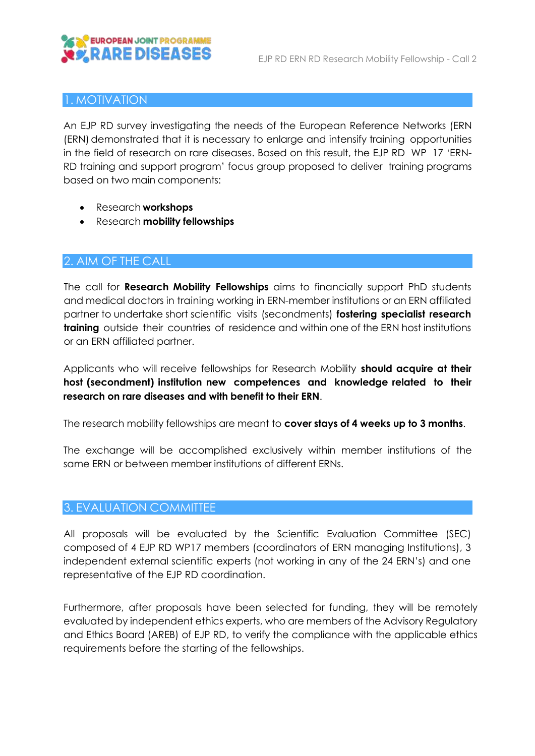## 1. MOTIVATION

An EJP RD survey investigating the needs of the European Reference Networks (ERN (ERN) demonstrated that it is necessary to enlarge and intensify training opportunities in the field of research on rare diseases. Based on this result, the EJP RD WP 17 'ERN-RD training and support program' focus group proposed to deliver training programs based on two main components:

- Research **workshops**
- Research **mobility fellowships**

## 2. AIM OF THE CALL

The call for **Research Mobility Fellowships** aims to financially support PhD students and medical doctors in training working in ERN-member institutions or an ERN affiliated partner to undertake short scientific visits (secondments) **fostering specialist research training** outside their countries of residence and within one of the ERN host institutions or an ERN affiliated partner.

Applicants who will receive fellowships for Research Mobility **should acquire at their host (secondment) institution new competences and knowledge related to their research on rare diseases and with benefit to their ERN**.

The research mobility fellowships are meant to **cover stays of 4 weeks up to 3 months**.

The exchange will be accomplished exclusively within member institutions of the same ERN or between member institutions of different ERNs.

## 3. EVALUATION COMMITTEE

All proposals will be evaluated by the Scientific Evaluation Committee (SEC) composed of 4 EJP RD WP17 members (coordinators of ERN managing Institutions), 3 independent external scientific experts (not working in any of the 24 ERN's) and one representative of the EJP RD coordination.

Furthermore, after proposals have been selected for funding, they will be remotely evaluated by independent ethics experts, who are members of the Advisory Regulatory and Ethics Board (AREB) of EJP RD, to verify the compliance with the applicable ethics requirements before the starting of the fellowships.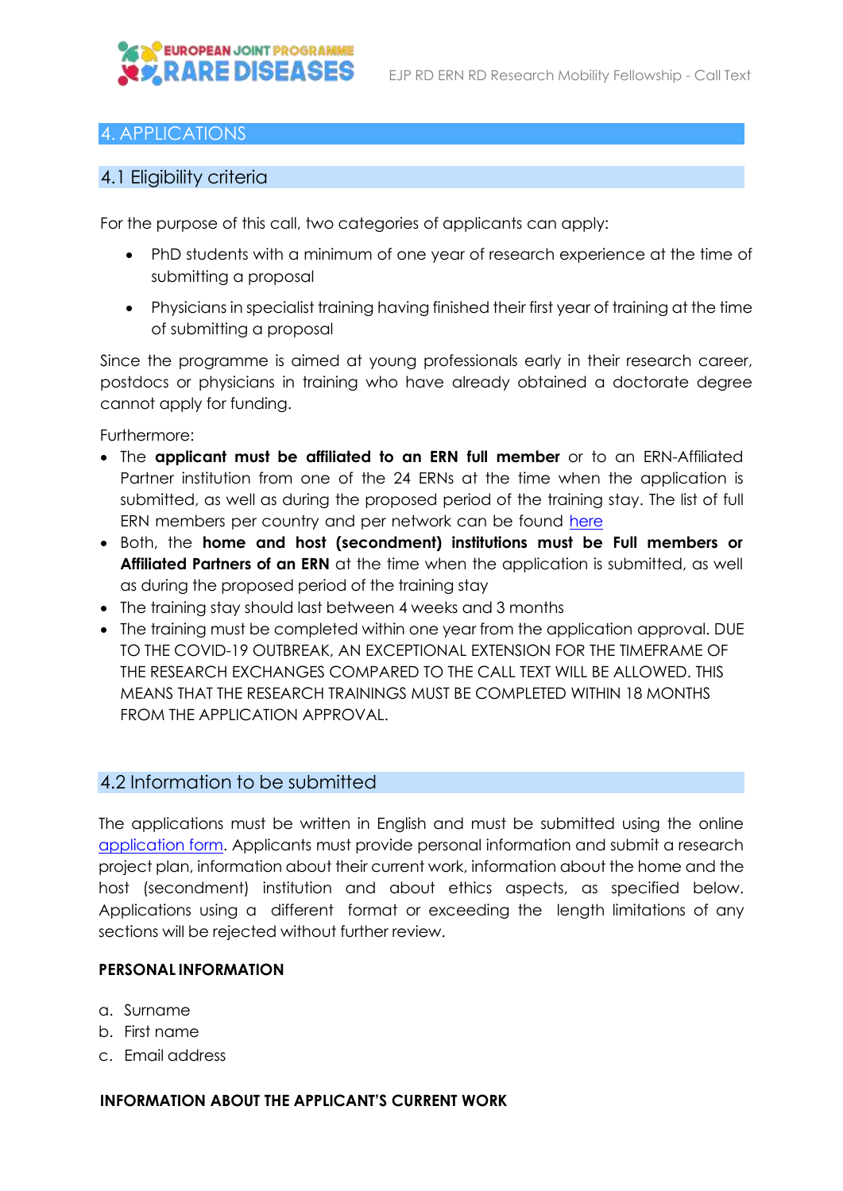## 4. APPLICATIONS

### 4.1 Eligibility criteria

For the purpose of this call, two categories of applicants can apply:

- PhD students with a minimum of one year of research experience at the time of submitting a proposal
- Physicians in specialist training having finished their first year of training at the time of submitting a proposal

Since the programme is aimed at young professionals early in their research career, postdocs or physicians in training who have already obtained a doctorate degree cannot apply for funding.

Furthermore:

- The **applicant must be affiliated to an ERN full member** or to an ERN-Affiliated Partner institution from one of the 24 ERNs at the time when the application is submitted, as well as during the proposed period of the training stay. The list of full ERN members per country and per network can be found here
- Both, the **home and host (secondment) institutions must be Full members or Affiliated Partners of an ERN** at the time when the application is submitted, as well as during the proposed period of the training stay
- The training stay should last between 4 weeks and 3 months
- The training must be completed within one year from the application approval. DUE TO THE COVID-19 OUTBREAK, AN EXCEPTIONAL EXTENSION FOR THE TIMEFRAME OF THE RESEARCH EXCHANGES COMPARED TO THE CALL TEXT WILL BE ALLOWED. THIS MEANS THAT THE RESEARCH TRAININGS MUST BE COMPLETED WITHIN 18 MONTHS FROM THE APPLICATION APPROVAL.

### 4.2 Information to be submitted

The applications must be written in English and must be submitted using the online application form. Applicants must provide personal information and submit a research project plan, information about their current work, information about the home and the host (secondment) institution and about ethics aspects, as specified below. Applications using a different format or exceeding the length limitations of any sections will be rejected without further review.

**PERSONAL INFORMATION**

a. Surname
b. First name
c. Email address

**INFORMATION ABOUT THE APPLICANT'S CURRENT WORK**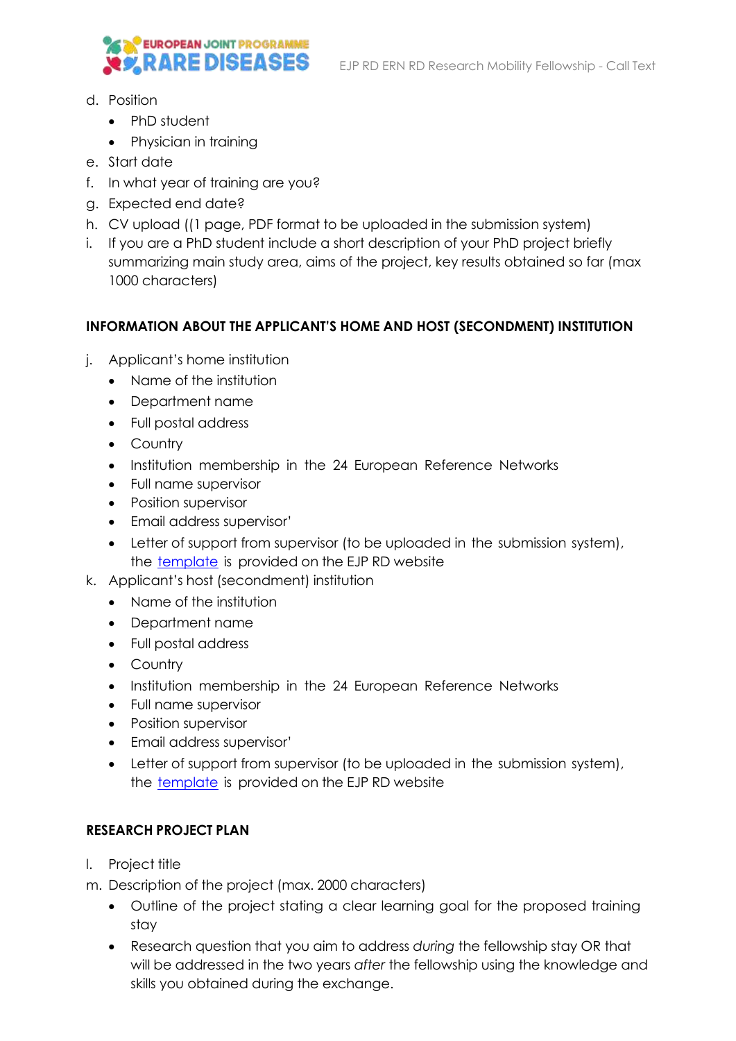d. Position
    - PhD student
    - Physician in training
e. Start date
f. In what year of training are you?
g. Expected end date?
h. CV upload ((1 page, PDF format to be uploaded in the submission system)
i. If you are a PhD student include a short description of your PhD project briefly summarizing main study area, aims of the project, key results obtained so far (max 1000 characters)

**INFORMATION ABOUT THE APPLICANT'S HOME AND HOST (SECONDMENT) INSTITUTION**

j. Applicant's home institution
    - Name of the institution
    - Department name
    - Full postal address
    - Country
    - Institution membership in the 24 European Reference Networks
    - Full name supervisor
    - Position supervisor
    - Email address supervisor'
    - Letter of support from supervisor (to be uploaded in the submission system), the template is provided on the EJP RD website
k. Applicant's host (secondment) institution
    - Name of the institution
    - Department name
    - Full postal address
    - Country
    - Institution membership in the 24 European Reference Networks
    - Full name supervisor
    - Position supervisor
    - Email address supervisor'
    - Letter of support from supervisor (to be uploaded in the submission system), the template is provided on the EJP RD website

**RESEARCH PROJECT PLAN**

l. Project title
m. Description of the project (max. 2000 characters)
    - Outline of the project stating a clear learning goal for the proposed training stay
    - Research question that you aim to address *during* the fellowship stay OR that will be addressed in the two years *after* the fellowship using the knowledge and skills you obtained during the exchange.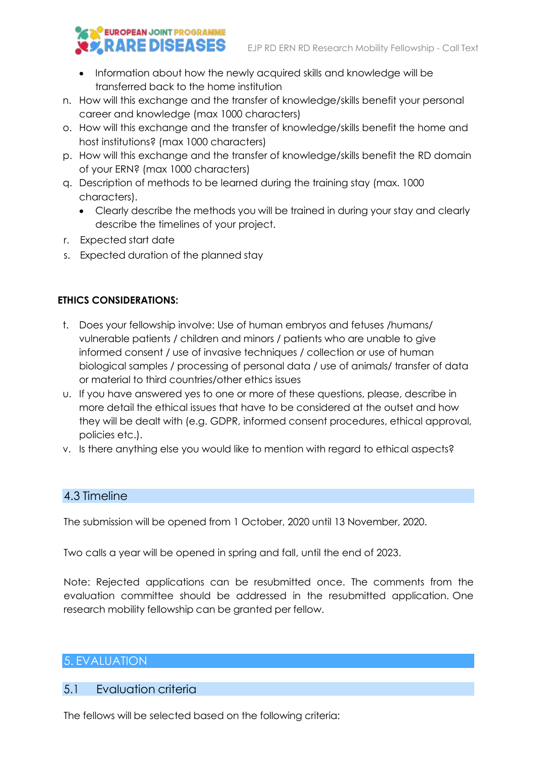- Information about how the newly acquired skills and knowledge will be transferred back to the home institution

n. How will this exchange and the transfer of knowledge/skills benefit your personal career and knowledge (max 1000 characters)

o. How will this exchange and the transfer of knowledge/skills benefit the home and host institutions? (max 1000 characters)

p. How will this exchange and the transfer of knowledge/skills benefit the RD domain of your ERN? (max 1000 characters)

q. Description of methods to be learned during the training stay (max. 1000 characters).
   - Clearly describe the methods you will be trained in during your stay and clearly describe the timelines of your project.

r. Expected start date

s. Expected duration of the planned stay

**ETHICS CONSIDERATIONS:**

t. Does your fellowship involve: Use of human embryos and fetuses /humans/ vulnerable patients / children and minors / patients who are unable to give informed consent / use of invasive techniques / collection or use of human biological samples / processing of personal data / use of animals/ transfer of data or material to third countries/other ethics issues

u. If you have answered yes to one or more of these questions, please, describe in more detail the ethical issues that have to be considered at the outset and how they will be dealt with (e.g. GDPR, informed consent procedures, ethical approval, policies etc.).

v. Is there anything else you would like to mention with regard to ethical aspects?

### 4.3 Timeline

The submission will be opened from 1 October, 2020 until 13 November, 2020.

Two calls a year will be opened in spring and fall, until the end of 2023.

Note: Rejected applications can be resubmitted once. The comments from the evaluation committee should be addressed in the resubmitted application. One research mobility fellowship can be granted per fellow.

## 5. EVALUATION

### 5.1 Evaluation criteria

The fellows will be selected based on the following criteria: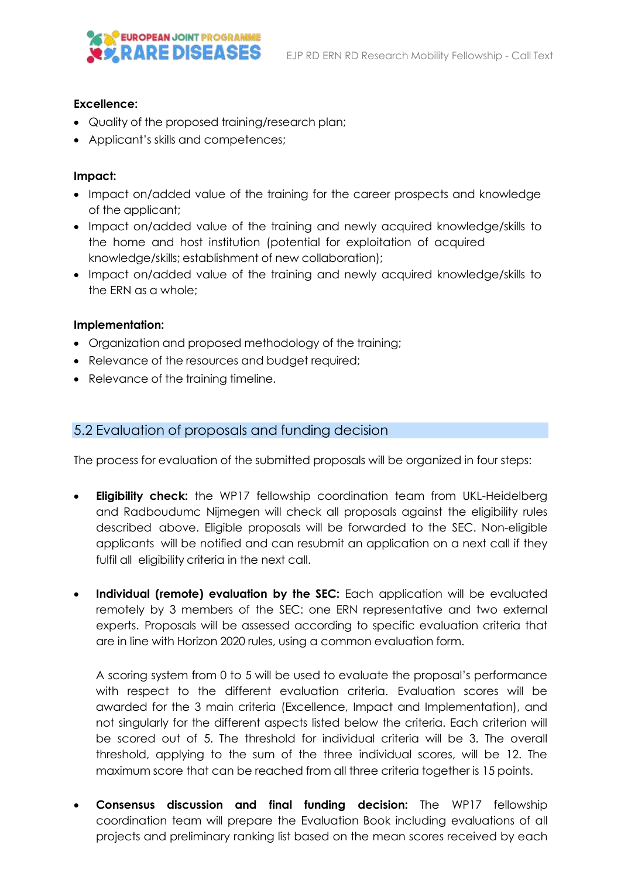**Excellence:**

- Quality of the proposed training/research plan;
- Applicant's skills and competences;

**Impact:**

- Impact on/added value of the training for the career prospects and knowledge of the applicant;
- Impact on/added value of the training and newly acquired knowledge/skills to the home and host institution (potential for exploitation of acquired knowledge/skills; establishment of new collaboration);
- Impact on/added value of the training and newly acquired knowledge/skills to the ERN as a whole;

**Implementation:**

- Organization and proposed methodology of the training;
- Relevance of the resources and budget required;
- Relevance of the training timeline.

## 5.2 Evaluation of proposals and funding decision

The process for evaluation of the submitted proposals will be organized in four steps:

- **Eligibility check:** the WP17 fellowship coordination team from UKL-Heidelberg and Radboudumc Nijmegen will check all proposals against the eligibility rules described above. Eligible proposals will be forwarded to the SEC. Non-eligible applicants will be notified and can resubmit an application on a next call if they fulfil all eligibility criteria in the next call.

- **Individual (remote) evaluation by the SEC:** Each application will be evaluated remotely by 3 members of the SEC: one ERN representative and two external experts. Proposals will be assessed according to specific evaluation criteria that are in line with Horizon 2020 rules, using a common evaluation form.

  A scoring system from 0 to 5 will be used to evaluate the proposal's performance with respect to the different evaluation criteria. Evaluation scores will be awarded for the 3 main criteria (Excellence, Impact and Implementation), and not singularly for the different aspects listed below the criteria. Each criterion will be scored out of 5. The threshold for individual criteria will be 3. The overall threshold, applying to the sum of the three individual scores, will be 12. The maximum score that can be reached from all three criteria together is 15 points.

- **Consensus discussion and final funding decision:** The WP17 fellowship coordination team will prepare the Evaluation Book including evaluations of all projects and preliminary ranking list based on the mean scores received by each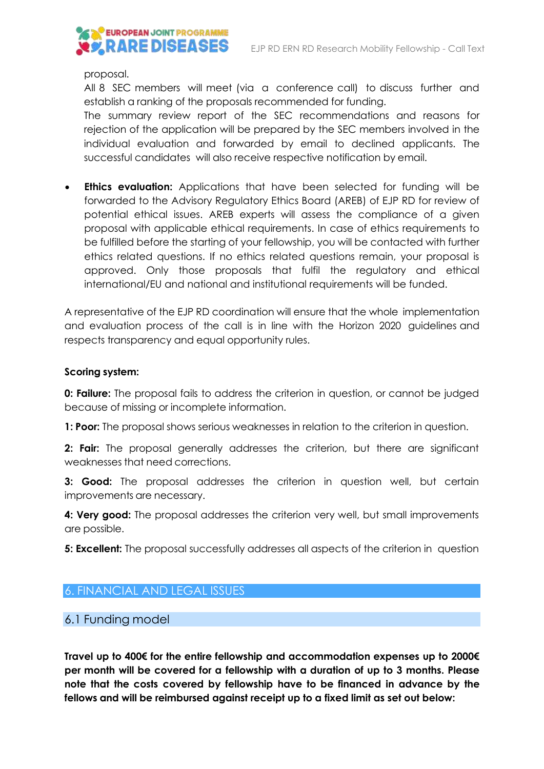proposal.
All 8 SEC members will meet (via a conference call) to discuss further and establish a ranking of the proposals recommended for funding.
The summary review report of the SEC recommendations and reasons for rejection of the application will be prepared by the SEC members involved in the individual evaluation and forwarded by email to declined applicants. The successful candidates will also receive respective notification by email.

- **Ethics evaluation:** Applications that have been selected for funding will be forwarded to the Advisory Regulatory Ethics Board (AREB) of EJP RD for review of potential ethical issues. AREB experts will assess the compliance of a given proposal with applicable ethical requirements. In case of ethics requirements to be fulfilled before the starting of your fellowship, you will be contacted with further ethics related questions. If no ethics related questions remain, your proposal is approved. Only those proposals that fulfil the regulatory and ethical international/EU and national and institutional requirements will be funded.

A representative of the EJP RD coordination will ensure that the whole implementation and evaluation process of the call is in line with the Horizon 2020 guidelines and respects transparency and equal opportunity rules.

**Scoring system:**

**0: Failure:** The proposal fails to address the criterion in question, or cannot be judged because of missing or incomplete information.

**1: Poor:** The proposal shows serious weaknesses in relation to the criterion in question.

**2: Fair:** The proposal generally addresses the criterion, but there are significant weaknesses that need corrections.

**3: Good:** The proposal addresses the criterion in question well, but certain improvements are necessary.

**4: Very good:** The proposal addresses the criterion very well, but small improvements are possible.

**5: Excellent:** The proposal successfully addresses all aspects of the criterion in question

# 6. FINANCIAL AND LEGAL ISSUES

## 6.1 Funding model

**Travel up to 400€ for the entire fellowship and accommodation expenses up to 2000€ per month will be covered for a fellowship with a duration of up to 3 months. Please note that the costs covered by fellowship have to be financed in advance by the fellows and will be reimbursed against receipt up to a fixed limit as set out below:**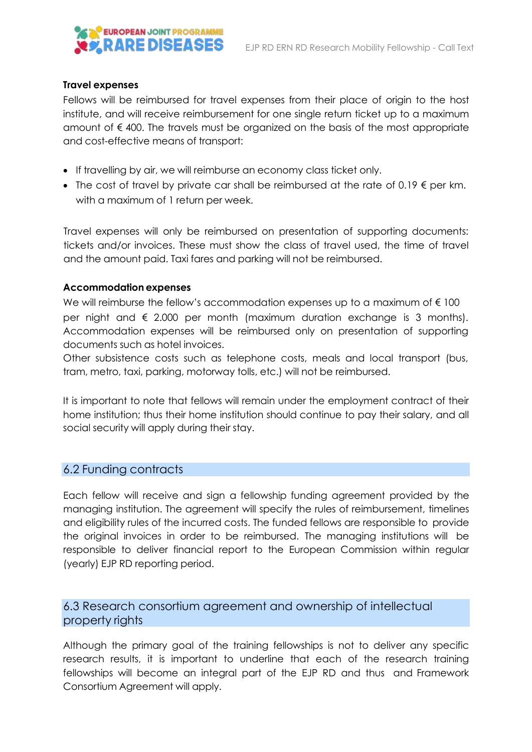**Travel expenses**

Fellows will be reimbursed for travel expenses from their place of origin to the host institute, and will receive reimbursement for one single return ticket up to a maximum amount of € 400. The travels must be organized on the basis of the most appropriate and cost-effective means of transport:

- If travelling by air, we will reimburse an economy class ticket only.
- The cost of travel by private car shall be reimbursed at the rate of 0.19 € per km. with a maximum of 1 return per week.

Travel expenses will only be reimbursed on presentation of supporting documents: tickets and/or invoices. These must show the class of travel used, the time of travel and the amount paid. Taxi fares and parking will not be reimbursed.

**Accommodation expenses**

We will reimburse the fellow's accommodation expenses up to a maximum of € 100 per night and € 2.000 per month (maximum duration exchange is 3 months). Accommodation expenses will be reimbursed only on presentation of supporting documents such as hotel invoices.
Other subsistence costs such as telephone costs, meals and local transport (bus, tram, metro, taxi, parking, motorway tolls, etc.) will not be reimbursed.

It is important to note that fellows will remain under the employment contract of their home institution; thus their home institution should continue to pay their salary, and all social security will apply during their stay.

## 6.2 Funding contracts

Each fellow will receive and sign a fellowship funding agreement provided by the managing institution. The agreement will specify the rules of reimbursement, timelines and eligibility rules of the incurred costs. The funded fellows are responsible to provide the original invoices in order to be reimbursed. The managing institutions will be responsible to deliver financial report to the European Commission within regular (yearly) EJP RD reporting period.

## 6.3 Research consortium agreement and ownership of intellectual property rights

Although the primary goal of the training fellowships is not to deliver any specific research results, it is important to underline that each of the research training fellowships will become an integral part of the EJP RD and thus and Framework Consortium Agreement will apply.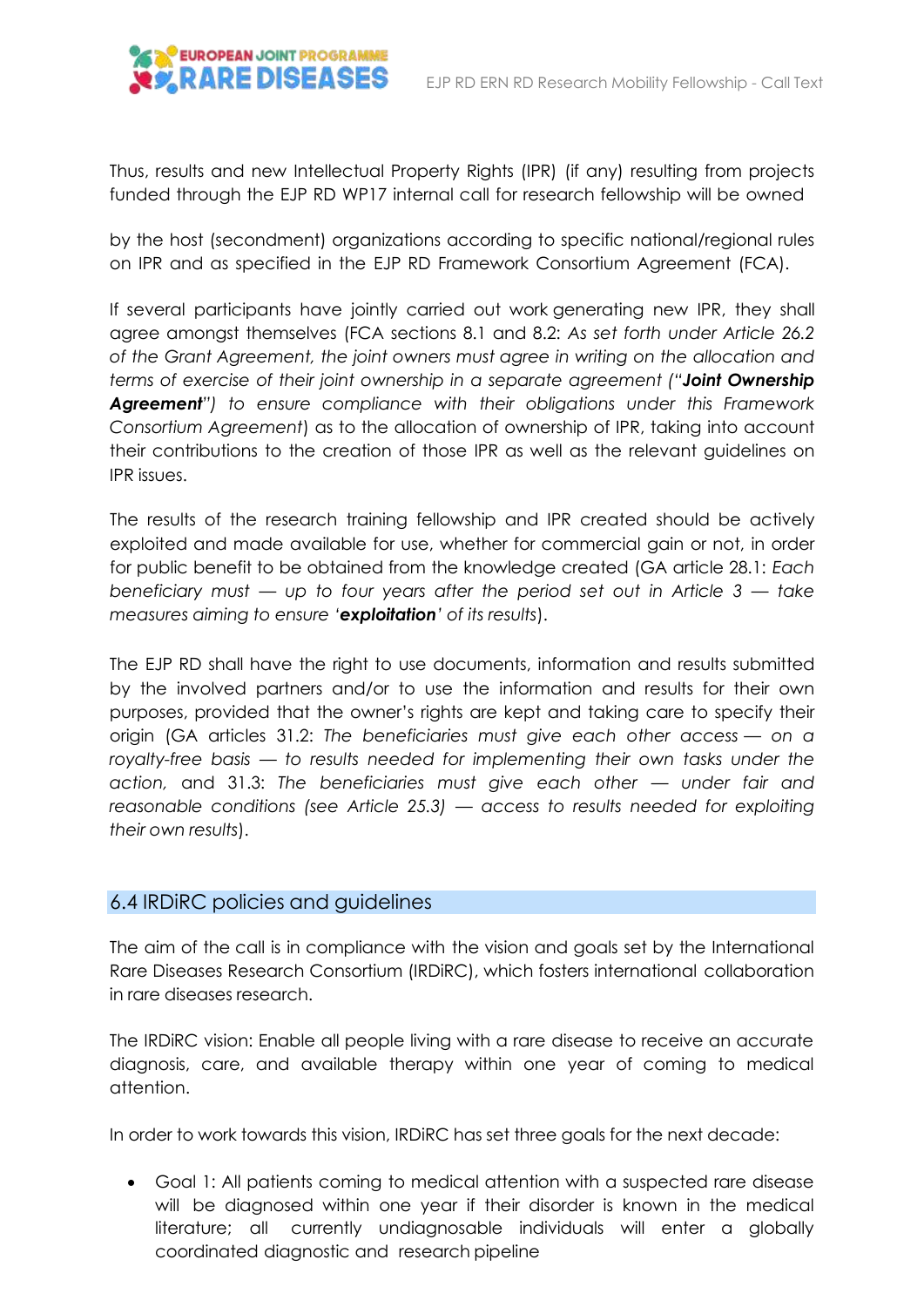Thus, results and new Intellectual Property Rights (IPR) (if any) resulting from projects funded through the EJP RD WP17 internal call for research fellowship will be owned

by the host (secondment) organizations according to specific national/regional rules on IPR and as specified in the EJP RD Framework Consortium Agreement (FCA).

If several participants have jointly carried out work generating new IPR, they shall agree amongst themselves (FCA sections 8.1 and 8.2: *As set forth under Article 26.2 of the Grant Agreement, the joint owners must agree in writing on the allocation and terms of exercise of their joint ownership in a separate agreement ("**Joint Ownership Agreement**") to ensure compliance with their obligations under this Framework Consortium Agreement*) as to the allocation of ownership of IPR, taking into account their contributions to the creation of those IPR as well as the relevant guidelines on IPR issues.

The results of the research training fellowship and IPR created should be actively exploited and made available for use, whether for commercial gain or not, in order for public benefit to be obtained from the knowledge created (GA article 28.1: *Each beneficiary must — up to four years after the period set out in Article 3 — take measures aiming to ensure '**exploitation**' of its results*).

The EJP RD shall have the right to use documents, information and results submitted by the involved partners and/or to use the information and results for their own purposes, provided that the owner's rights are kept and taking care to specify their origin (GA articles 31.2: *The beneficiaries must give each other access — on a royalty-free basis — to results needed for implementing their own tasks under the action,* and 31.3: *The beneficiaries must give each other — under fair and reasonable conditions (see Article 25.3) — access to results needed for exploiting their own results*).

## 6.4 IRDiRC policies and guidelines

The aim of the call is in compliance with the vision and goals set by the International Rare Diseases Research Consortium (IRDiRC), which fosters international collaboration in rare diseases research.

The IRDiRC vision: Enable all people living with a rare disease to receive an accurate diagnosis, care, and available therapy within one year of coming to medical attention.

In order to work towards this vision, IRDiRC has set three goals for the next decade:

- Goal 1: All patients coming to medical attention with a suspected rare disease will be diagnosed within one year if their disorder is known in the medical literature; all currently undiagnosable individuals will enter a globally coordinated diagnostic and research pipeline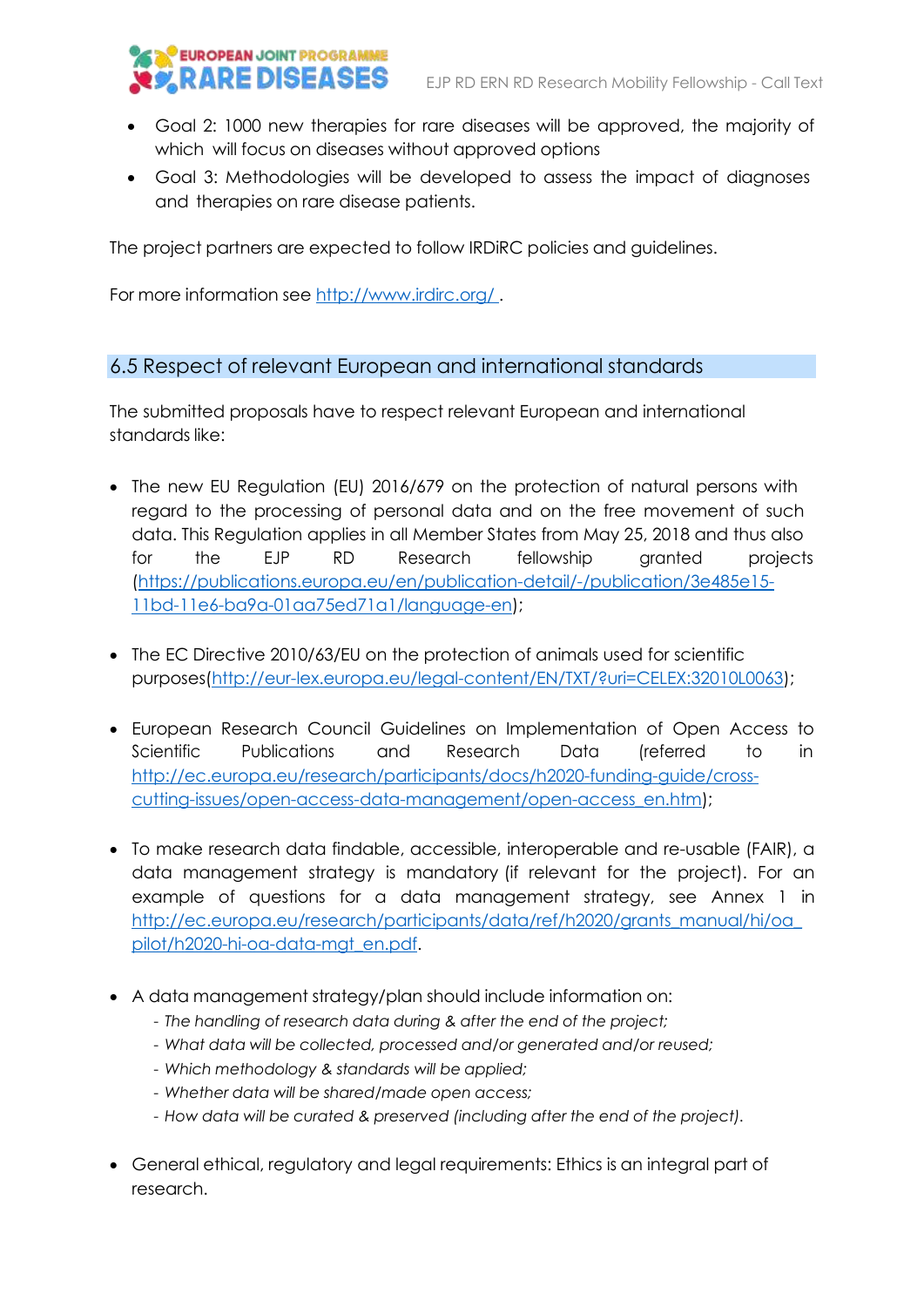- Goal 2: 1000 new therapies for rare diseases will be approved, the majority of which will focus on diseases without approved options
- Goal 3: Methodologies will be developed to assess the impact of diagnoses and therapies on rare disease patients.

The project partners are expected to follow IRDiRC policies and guidelines.

For more information see [http://www.irdirc.org/](http://www.irdirc.org/) .

## 6.5 Respect of relevant European and international standards

The submitted proposals have to respect relevant European and international standards like:

- The new EU Regulation (EU) 2016/679 on the protection of natural persons with regard to the processing of personal data and on the free movement of such data. This Regulation applies in all Member States from May 25, 2018 and thus also for the EJP RD Research fellowship granted projects ([https://publications.europa.eu/en/publication-detail/-/publication/3e485e15-11bd-11e6-ba9a-01aa75ed71a1/language-en](https://publications.europa.eu/en/publication-detail/-/publication/3e485e15-11bd-11e6-ba9a-01aa75ed71a1/language-en));

- The EC Directive 2010/63/EU on the protection of animals used for scientific purposes([http://eur-lex.europa.eu/legal-content/EN/TXT/?uri=CELEX:32010L0063](http://eur-lex.europa.eu/legal-content/EN/TXT/?uri=CELEX:32010L0063));

- European Research Council Guidelines on Implementation of Open Access to Scientific Publications and Research Data (referred to in [http://ec.europa.eu/research/participants/docs/h2020-funding-guide/cross-cutting-issues/open-access-data-management/open-access_en.htm](http://ec.europa.eu/research/participants/docs/h2020-funding-guide/cross-cutting-issues/open-access-data-management/open-access_en.htm));

- To make research data findable, accessible, interoperable and re-usable (FAIR), a data management strategy is mandatory (if relevant for the project). For an example of questions for a data management strategy, see Annex 1 in [http://ec.europa.eu/research/participants/data/ref/h2020/grants_manual/hi/oa_pilot/h2020-hi-oa-data-mgt_en.pdf](http://ec.europa.eu/research/participants/data/ref/h2020/grants_manual/hi/oa_pilot/h2020-hi-oa-data-mgt_en.pdf).

- A data management strategy/plan should include information on:
  - *The handling of research data during & after the end of the project;*
  - *What data will be collected, processed and/or generated and/or reused;*
  - *Which methodology & standards will be applied;*
  - *Whether data will be shared/made open access;*
  - *How data will be curated & preserved (including after the end of the project).*

- General ethical, regulatory and legal requirements: Ethics is an integral part of research.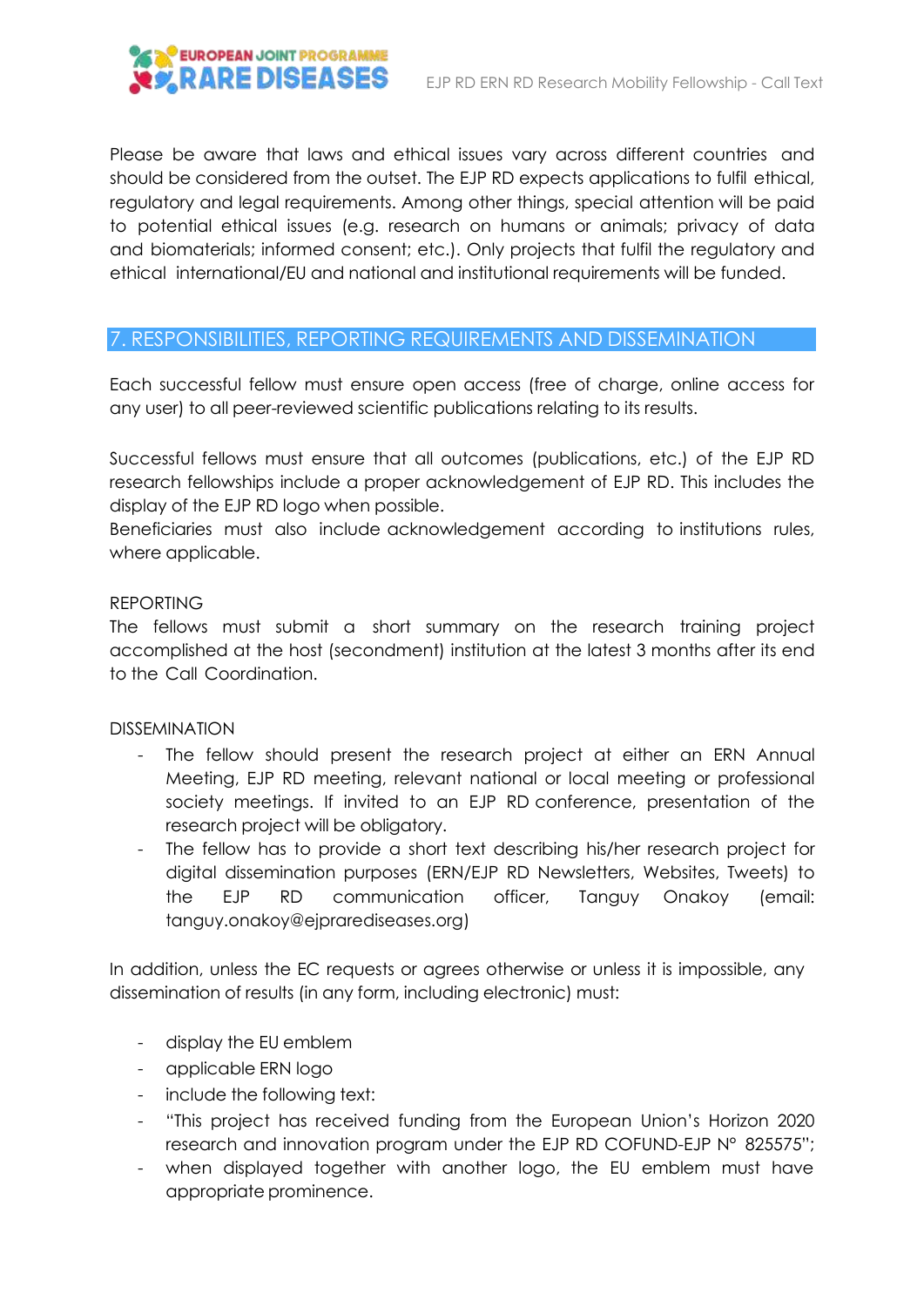Please be aware that laws and ethical issues vary across different countries and should be considered from the outset. The EJP RD expects applications to fulfil ethical, regulatory and legal requirements. Among other things, special attention will be paid to potential ethical issues (e.g. research on humans or animals; privacy of data and biomaterials; informed consent; etc.). Only projects that fulfil the regulatory and ethical international/EU and national and institutional requirements will be funded.

## 7. RESPONSIBILITIES, REPORTING REQUIREMENTS AND DISSEMINATION

Each successful fellow must ensure open access (free of charge, online access for any user) to all peer-reviewed scientific publications relating to its results.

Successful fellows must ensure that all outcomes (publications, etc.) of the EJP RD research fellowships include a proper acknowledgement of EJP RD. This includes the display of the EJP RD logo when possible.
Beneficiaries must also include acknowledgement according to institutions rules, where applicable.

REPORTING
The fellows must submit a short summary on the research training project accomplished at the host (secondment) institution at the latest 3 months after its end to the Call Coordination.

DISSEMINATION

- The fellow should present the research project at either an ERN Annual Meeting, EJP RD meeting, relevant national or local meeting or professional society meetings. If invited to an EJP RD conference, presentation of the research project will be obligatory.
- The fellow has to provide a short text describing his/her research project for digital dissemination purposes (ERN/EJP RD Newsletters, Websites, Tweets) to the EJP RD communication officer, Tanguy Onakoy (email: tanguy.onakoy@ejprarediseases.org)

In addition, unless the EC requests or agrees otherwise or unless it is impossible, any dissemination of results (in any form, including electronic) must:

- display the EU emblem
- applicable ERN logo
- include the following text:
- "This project has received funding from the European Union's Horizon 2020 research and innovation program under the EJP RD COFUND-EJP N° 825575";
- when displayed together with another logo, the EU emblem must have appropriate prominence.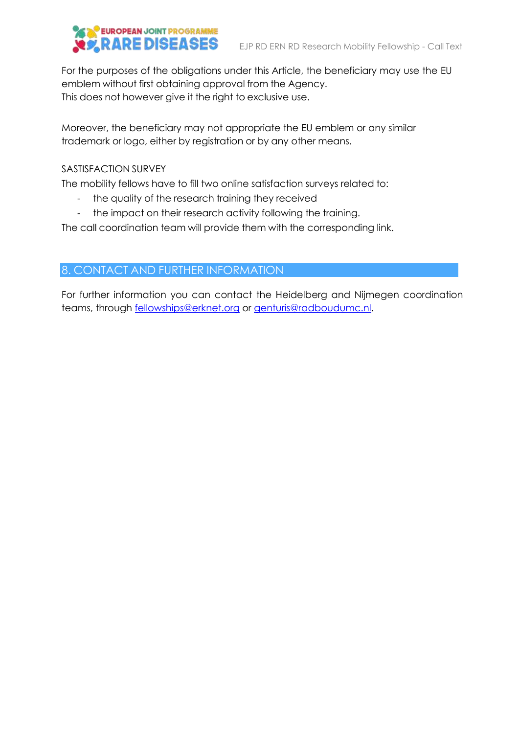For the purposes of the obligations under this Article, the beneficiary may use the EU emblem without first obtaining approval from the Agency.
This does not however give it the right to exclusive use.

Moreover, the beneficiary may not appropriate the EU emblem or any similar trademark or logo, either by registration or by any other means.

SASTISFACTION SURVEY

The mobility fellows have to fill two online satisfaction surveys related to:

- the quality of the research training they received
- the impact on their research activity following the training.

The call coordination team will provide them with the corresponding link.

## 8. CONTACT AND FURTHER INFORMATION

For further information you can contact the Heidelberg and Nijmegen coordination teams, through fellowships@erknet.org or genturis@radboudumc.nl.